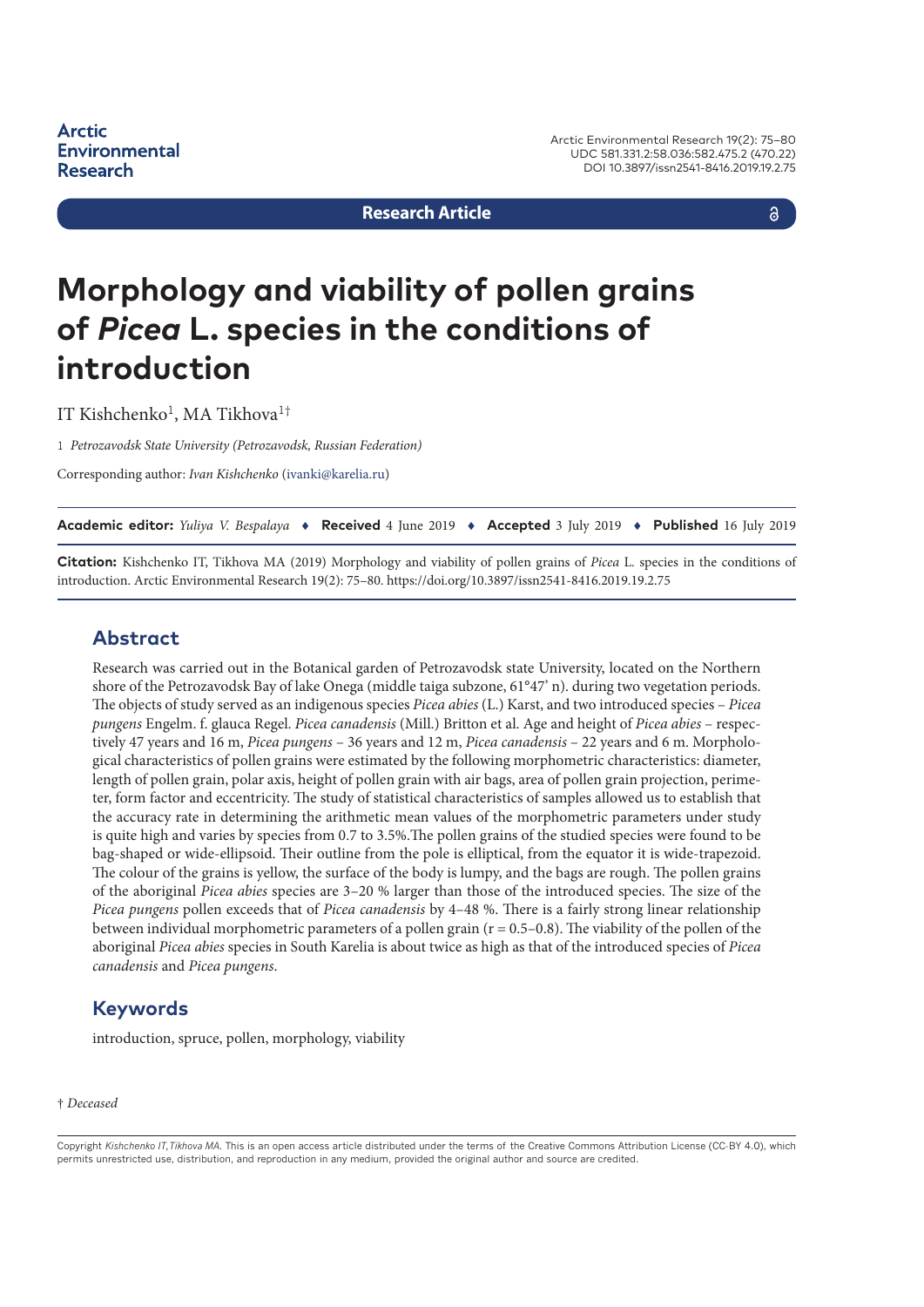Arctic Environmental Research

Arctic Environmental Research 19(2): 75–80
UDC 581.331.2:58.036:582.475.2 (470.22)
DOI 10.3897/issn2541-8416.2019.19.2.75

**Research Article**

# Morphology and viability of pollen grains of *Picea* L. species in the conditions of introduction

IT Kishchenko[1], MA Tikhova[1†]

1 *Petrozavodsk State University (Petrozavodsk, Russian Federation)*

Corresponding author: *Ivan Kishchenko* (ivanki@karelia.ru)

**Academic editor:** *Yuliya V. Bespalaya* ♦ **Received** 4 June 2019 ♦ **Accepted** 3 July 2019 ♦ **Published** 16 July 2019

**Citation:** Kishchenko IT, Tikhova MA (2019) Morphology and viability of pollen grains of *Picea* L. species in the conditions of introduction. Arctic Environmental Research 19(2): 75–80. https://doi.org/10.3897/issn2541-8416.2019.19.2.75

## Abstract

Research was carried out in the Botanical garden of Petrozavodsk state University, located on the Northern shore of the Petrozavodsk Bay of lake Onega (middle taiga subzone, 61°47' n). during two vegetation periods. The objects of study served as an indigenous species *Picea abies* (L.) Karst, and two introduced species – *Picea pungens* Engelm. f. glauca Regel. *Picea canadensis* (Mill.) Britton et al. Age and height of *Picea abies* – respectively 47 years and 16 m, *Picea pungens* – 36 years and 12 m, *Picea canadensis* – 22 years and 6 m. Morphological characteristics of pollen grains were estimated by the following morphometric characteristics: diameter, length of pollen grain, polar axis, height of pollen grain with air bags, area of pollen grain projection, perimeter, form factor and eccentricity. The study of statistical characteristics of samples allowed us to establish that the accuracy rate in determining the arithmetic mean values of the morphometric parameters under study is quite high and varies by species from 0.7 to 3.5%.The pollen grains of the studied species were found to be bag-shaped or wide-ellipsoid. Their outline from the pole is elliptical, from the equator it is wide-trapezoid. The colour of the grains is yellow, the surface of the body is lumpy, and the bags are rough. The pollen grains of the aboriginal *Picea abies* species are 3–20 % larger than those of the introduced species. The size of the *Picea pungens* pollen exceeds that of *Picea canadensis* by 4–48 %. There is a fairly strong linear relationship between individual morphometric parameters of a pollen grain (r = 0.5–0.8). The viability of the pollen of the aboriginal *Picea abies* species in South Karelia is about twice as high as that of the introduced species of *Picea canadensis* and *Picea pungens*.

## Keywords

introduction, spruce, pollen, morphology, viability

† *Deceased*

Copyright *Kishchenko IT, Tikhova MA.* This is an open access article distributed under the terms of the Creative Commons Attribution License (CC-BY 4.0), which permits unrestricted use, distribution, and reproduction in any medium, provided the original author and source are credited.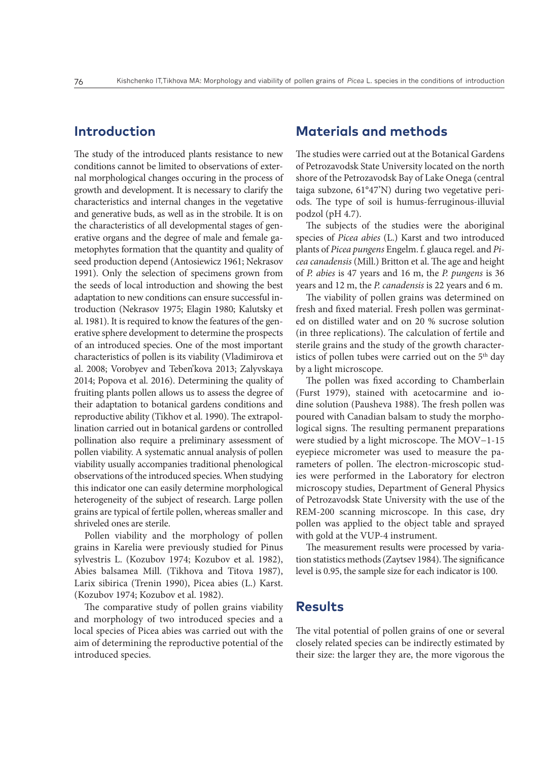## Introduction

The study of the introduced plants resistance to new conditions cannot be limited to observations of external morphological changes occuring in the process of growth and development. It is necessary to clarify the characteristics and internal changes in the vegetative and generative buds, as well as in the strobile. It is on the characteristics of all developmental stages of generative organs and the degree of male and female gametophytes formation that the quantity and quality of seed production depend (Antosiewicz 1961; Nekrasov 1991). Only the selection of specimens grown from the seeds of local introduction and showing the best adaptation to new conditions can ensure successful introduction (Nekrasov 1975; Elagin 1980; Kalutsky et al. 1981). It is required to know the features of the generative sphere development to determine the prospects of an introduced species. One of the most important characteristics of pollen is its viability (Vladimirova et al. 2008; Vorobyev and Teben'kova 2013; Zalyvskaya 2014; Popova et al. 2016). Determining the quality of fruiting plants pollen allows us to assess the degree of their adaptation to botanical gardens conditions and reproductive ability (Tikhov et al. 1990). The extrapollination carried out in botanical gardens or controlled pollination also require a preliminary assessment of pollen viability. A systematic annual analysis of pollen viability usually accompanies traditional phenological observations of the introduced species. When studying this indicator one can easily determine morphological heterogeneity of the subject of research. Large pollen grains are typical of fertile pollen, whereas smaller and shriveled ones are sterile.

Pollen viability and the morphology of pollen grains in Karelia were previously studied for Pinus sylvestris L. (Kozubov 1974; Kozubov et al. 1982), Abies balsamea Mill. (Tikhova and Titova 1987), Larix sibirica (Trenin 1990), Picea abies (L.) Karst. (Kozubov 1974; Kozubov et al. 1982).

The comparative study of pollen grains viability and morphology of two introduced species and a local species of Picea abies was carried out with the aim of determining the reproductive potential of the introduced species.

## Materials and methods

The studies were carried out at the Botanical Gardens of Petrozavodsk State University located on the north shore of the Petrozavodsk Bay of Lake Onega (central taiga subzone, 61°47'N) during two vegetative periods. The type of soil is humus-ferruginous-illuvial podzol (pH 4.7).

The subjects of the studies were the aboriginal species of *Picea abies* (L.) Karst and two introduced plants of *Picea pungens* Engelm. f. glauca regel. and *Picea canadensis* (Mill.) Britton et al. The age and height of *P. abies* is 47 years and 16 m, the *P. pungens* is 36 years and 12 m, the *P. canadensis* is 22 years and 6 m.

The viability of pollen grains was determined on fresh and fixed material. Fresh pollen was germinated on distilled water and on 20 % sucrose solution (in three replications). The calculation of fertile and sterile grains and the study of the growth characteristics of pollen tubes were carried out on the 5$^{th}$ day by a light microscope.

The pollen was fixed according to Chamberlain (Furst 1979), stained with acetocarmine and iodine solution (Pausheva 1988). The fresh pollen was poured with Canadian balsam to study the morphological signs. The resulting permanent preparations were studied by a light microscope. The MOV−1-15 eyepiece micrometer was used to measure the parameters of pollen. The electron-microscopic studies were performed in the Laboratory for electron microscopy studies, Department of General Physics of Petrozavodsk State University with the use of the REM-200 scanning microscope. In this case, dry pollen was applied to the object table and sprayed with gold at the VUP-4 instrument.

The measurement results were processed by variation statistics methods (Zaytsev 1984). The significance level is 0.95, the sample size for each indicator is 100.

## Results

The vital potential of pollen grains of one or several closely related species can be indirectly estimated by their size: the larger they are, the more vigorous the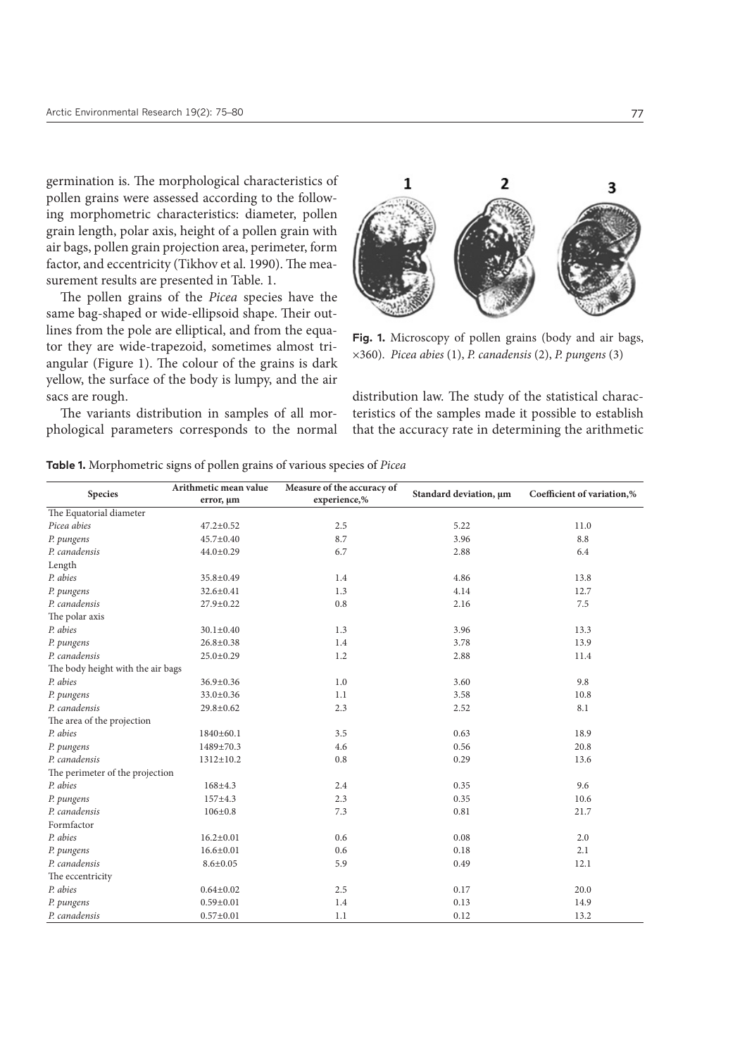germination is. The morphological characteristics of pollen grains were assessed according to the following morphometric characteristics: diameter, pollen grain length, polar axis, height of a pollen grain with air bags, pollen grain projection area, perimeter, form factor, and eccentricity (Tikhov et al. 1990). The measurement results are presented in Table. 1.

The pollen grains of the *Picea* species have the same bag-shaped or wide-ellipsoid shape. Their outlines from the pole are elliptical, and from the equator they are wide-trapezoid, sometimes almost triangular (Figure 1). The colour of the grains is dark yellow, the surface of the body is lumpy, and the air sacs are rough.

**Fig. 1.** Microscopy of pollen grains (body and air bags, ×360). *Picea abies* (1), *P. canadensis* (2), *P. pungens* (3)

The variants distribution in samples of all morphological parameters corresponds to the normal distribution law. The study of the statistical characteristics of the samples made it possible to establish that the accuracy rate in determining the arithmetic

**Table 1.** Morphometric signs of pollen grains of various species of *Picea*

| Species | Arithmetic mean value error, µm | Measure of the accuracy of experience,% | Standard deviation, µm | Coefficient of variation,% |
|---|---|---|---|---|
| The Equatorial diameter | | | | |
| *Picea abies* | 47.2±0.52 | 2.5 | 5.22 | 11.0 |
| *P. pungens* | 45.7±0.40 | 8.7 | 3.96 | 8.8 |
| *P. canadensis* | 44.0±0.29 | 6.7 | 2.88 | 6.4 |
| Length | | | | |
| *P. abies* | 35.8±0.49 | 1.4 | 4.86 | 13.8 |
| *P. pungens* | 32.6±0.41 | 1.3 | 4.14 | 12.7 |
| *P. canadensis* | 27.9±0.22 | 0.8 | 2.16 | 7.5 |
| The polar axis | | | | |
| *P. abies* | 30.1±0.40 | 1.3 | 3.96 | 13.3 |
| *P. pungens* | 26.8±0.38 | 1.4 | 3.78 | 13.9 |
| *P. canadensis* | 25.0±0.29 | 1.2 | 2.88 | 11.4 |
| The body height with the air bags | | | | |
| *P. abies* | 36.9±0.36 | 1.0 | 3.60 | 9.8 |
| *P. pungens* | 33.0±0.36 | 1.1 | 3.58 | 10.8 |
| *P. canadensis* | 29.8±0.62 | 2.3 | 2.52 | 8.1 |
| The area of the projection | | | | |
| *P. abies* | 1840±60.1 | 3.5 | 0.63 | 18.9 |
| *P. pungens* | 1489±70.3 | 4.6 | 0.56 | 20.8 |
| *P. canadensis* | 1312±10.2 | 0.8 | 0.29 | 13.6 |
| The perimeter of the projection | | | | |
| *P. abies* | 168±4.3 | 2.4 | 0.35 | 9.6 |
| *P. pungens* | 157±4.3 | 2.3 | 0.35 | 10.6 |
| *P. canadensis* | 106±0.8 | 7.3 | 0.81 | 21.7 |
| Formfactor | | | | |
| *P. abies* | 16.2±0.01 | 0.6 | 0.08 | 2.0 |
| *P. pungens* | 16.6±0.01 | 0.6 | 0.18 | 2.1 |
| *P. canadensis* | 8.6±0.05 | 5.9 | 0.49 | 12.1 |
| The eccentricity | | | | |
| *P. abies* | 0.64±0.02 | 2.5 | 0.17 | 20.0 |
| *P. pungens* | 0.59±0.01 | 1.4 | 0.13 | 14.9 |
| *P. canadensis* | 0.57±0.01 | 1.1 | 0.12 | 13.2 |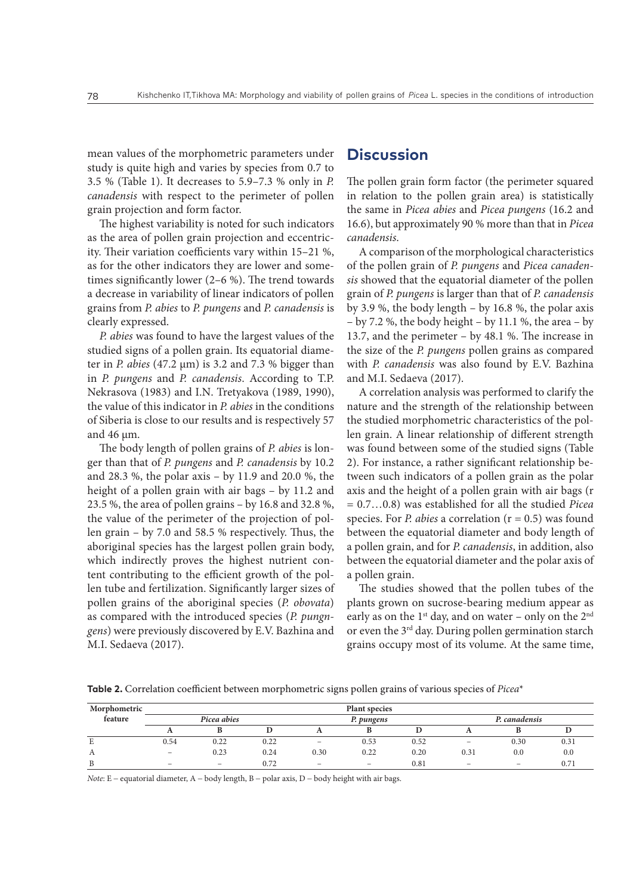mean values of the morphometric parameters under study is quite high and varies by species from 0.7 to 3.5 % (Table 1). It decreases to 5.9–7.3 % only in *P. canadensis* with respect to the perimeter of pollen grain projection and form factor.

The highest variability is noted for such indicators as the area of pollen grain projection and eccentricity. Their variation coefficients vary within 15–21 %, as for the other indicators they are lower and sometimes significantly lower (2–6 %). The trend towards a decrease in variability of linear indicators of pollen grains from *P. abies* to *P. pungens* and *P. canadensis* is clearly expressed.

*P. abies* was found to have the largest values of the studied signs of a pollen grain. Its equatorial diameter in *P. abies* (47.2 μm) is 3.2 and 7.3 % bigger than in *P. pungens* and *P. canadensis*. According to T.P. Nekrasova (1983) and I.N. Tretyakova (1989, 1990), the value of this indicator in *P. abies* in the conditions of Siberia is close to our results and is respectively 57 and 46 μm.

The body length of pollen grains of *P. abies* is longer than that of *P. pungens* and *P. canadensis* by 10.2 and 28.3 %, the polar axis – by 11.9 and 20.0 %, the height of a pollen grain with air bags – by 11.2 and 23.5 %, the area of pollen grains – by 16.8 and 32.8 %, the value of the perimeter of the projection of pollen grain – by 7.0 and 58.5 % respectively. Thus, the aboriginal species has the largest pollen grain body, which indirectly proves the highest nutrient content contributing to the efficient growth of the pollen tube and fertilization. Significantly larger sizes of pollen grains of the aboriginal species (*P. obovata*) as compared with the introduced species (*P. pungngens*) were previously discovered by E.V. Bazhina and M.I. Sedaeva (2017).

## Discussion

The pollen grain form factor (the perimeter squared in relation to the pollen grain area) is statistically the same in *Picea abies* and *Picea pungens* (16.2 and 16.6), but approximately 90 % more than that in *Picea canadensis*.

A comparison of the morphological characteristics of the pollen grain of *P. pungens* and *Picea canadensis* showed that the equatorial diameter of the pollen grain of *P. pungens* is larger than that of *P. canadensis* by 3.9 %, the body length – by 16.8 %, the polar axis – by 7.2 %, the body height – by 11.1 %, the area – by 13.7, and the perimeter – by 48.1 %. The increase in the size of the *P. pungens* pollen grains as compared with *P. canadensis* was also found by E.V. Bazhina and M.I. Sedaeva (2017).

A correlation analysis was performed to clarify the nature and the strength of the relationship between the studied morphometric characteristics of the pollen grain. A linear relationship of different strength was found between some of the studied signs (Table 2). For instance, a rather significant relationship between such indicators of a pollen grain as the polar axis and the height of a pollen grain with air bags ($r = 0.7…0.8$) was established for all the studied *Picea* species. For *P. abies* a correlation ($r = 0.5$) was found between the equatorial diameter and body length of a pollen grain, and for *P. canadensis*, in addition, also between the equatorial diameter and the polar axis of a pollen grain.

The studies showed that the pollen tubes of the plants grown on sucrose-bearing medium appear as early as on the 1st day, and on water – only on the 2nd or even the 3rd day. During pollen germination starch grains occupy most of its volume. At the same time,

**Table 2.** Correlation coefficient between morphometric signs pollen grains of various species of *Picea**

| Morphometric feature | Plant species | | | | | | | | |
|---|---|---|---|---|---|---|---|---|---|
| | *Picea abies* | | | *P. pungens* | | | *P. canadensis* | | |
| | A | B | D | A | B | D | A | B | D |
| E | 0.54 | 0.22 | 0.22 | – | 0.53 | 0.52 | – | 0.30 | 0.31 |
| A | – | 0.23 | 0.24 | 0.30 | 0.22 | 0.20 | 0.31 | 0.0 | 0.0 |
| B | – | – | 0.72 | – | – | 0.81 | – | – | 0.71 |

*Note*: E – equatorial diameter, A – body length, B – polar axis, D – body height with air bags.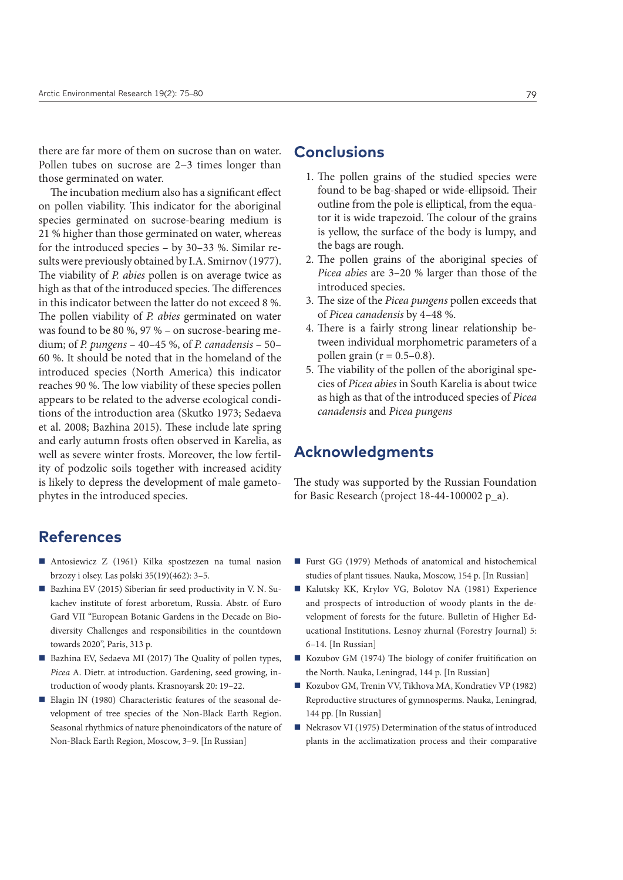there are far more of them on sucrose than on water. Pollen tubes on sucrose are 2–3 times longer than those germinated on water.

The incubation medium also has a significant effect on pollen viability. This indicator for the aboriginal species germinated on sucrose-bearing medium is 21 % higher than those germinated on water, whereas for the introduced species – by 30–33 %. Similar results were previously obtained by I.A. Smirnov (1977). The viability of *P. abies* pollen is on average twice as high as that of the introduced species. The differences in this indicator between the latter do not exceed 8 %. The pollen viability of *P. abies* germinated on water was found to be 80 %, 97 % – on sucrose-bearing medium; of *P. pungens* – 40–45 %, of *P. canadensis* – 50–60 %. It should be noted that in the homeland of the introduced species (North America) this indicator reaches 90 %. The low viability of these species pollen appears to be related to the adverse ecological conditions of the introduction area (Skutko 1973; Sedaeva et al. 2008; Bazhina 2015). These include late spring and early autumn frosts often observed in Karelia, as well as severe winter frosts. Moreover, the low fertility of podzolic soils together with increased acidity is likely to depress the development of male gametophytes in the introduced species.

## Conclusions

1. The pollen grains of the studied species were found to be bag-shaped or wide-ellipsoid. Their outline from the pole is elliptical, from the equator it is wide trapezoid. The colour of the grains is yellow, the surface of the body is lumpy, and the bags are rough.
2. The pollen grains of the aboriginal species of *Picea abies* are 3–20 % larger than those of the introduced species.
3. The size of the *Picea pungens* pollen exceeds that of *Picea canadensis* by 4–48 %.
4. There is a fairly strong linear relationship between individual morphometric parameters of a pollen grain (r = 0.5–0.8).
5. The viability of the pollen of the aboriginal species of *Picea abies* in South Karelia is about twice as high as that of the introduced species of *Picea canadensis* and *Picea pungens*

## Acknowledgments

The study was supported by the Russian Foundation for Basic Research (project 18-44-100002 p_a).

## References

- Antosiewicz Z (1961) Kilka spostzezen na tumal nasion brzozy i olsey. Las polski 35(19)(462): 3–5.
- Bazhina EV (2015) Siberian fir seed productivity in V. N. Sukachev institute of forest arboretum, Russia. Abstr. of Euro Gard VII "European Botanic Gardens in the Decade on Biodiversity Challenges and responsibilities in the countdown towards 2020", Paris, 313 p.
- Bazhina EV, Sedaeva MI (2017) The Quality of pollen types, *Picea* A. Dietr. at introduction. Gardening, seed growing, introduction of woody plants. Krasnoyarsk 20: 19–22.
- Elagin IN (1980) Characteristic features of the seasonal development of tree species of the Non-Black Earth Region. Seasonal rhythmics of nature phenoindicators of the nature of Non-Black Earth Region, Moscow, 3–9. [In Russian]
- Furst GG (1979) Methods of anatomical and histochemical studies of plant tissues. Nauka, Moscow, 154 p. [In Russian]
- Kalutsky KK, Krylov VG, Bolotov NA (1981) Experience and prospects of introduction of woody plants in the development of forests for the future. Bulletin of Higher Educational Institutions. Lesnoy zhurnal (Forestry Journal) 5: 6–14. [In Russian]
- Kozubov GM (1974) The biology of conifer fruitification on the North. Nauka, Leningrad, 144 p. [In Russian]
- Kozubov GM, Trenin VV, Tikhova MA, Kondratiev VP (1982) Reproductive structures of gymnosperms. Nauka, Leningrad, 144 pp. [In Russian]
- Nekrasov VI (1975) Determination of the status of introduced plants in the acclimatization process and their comparative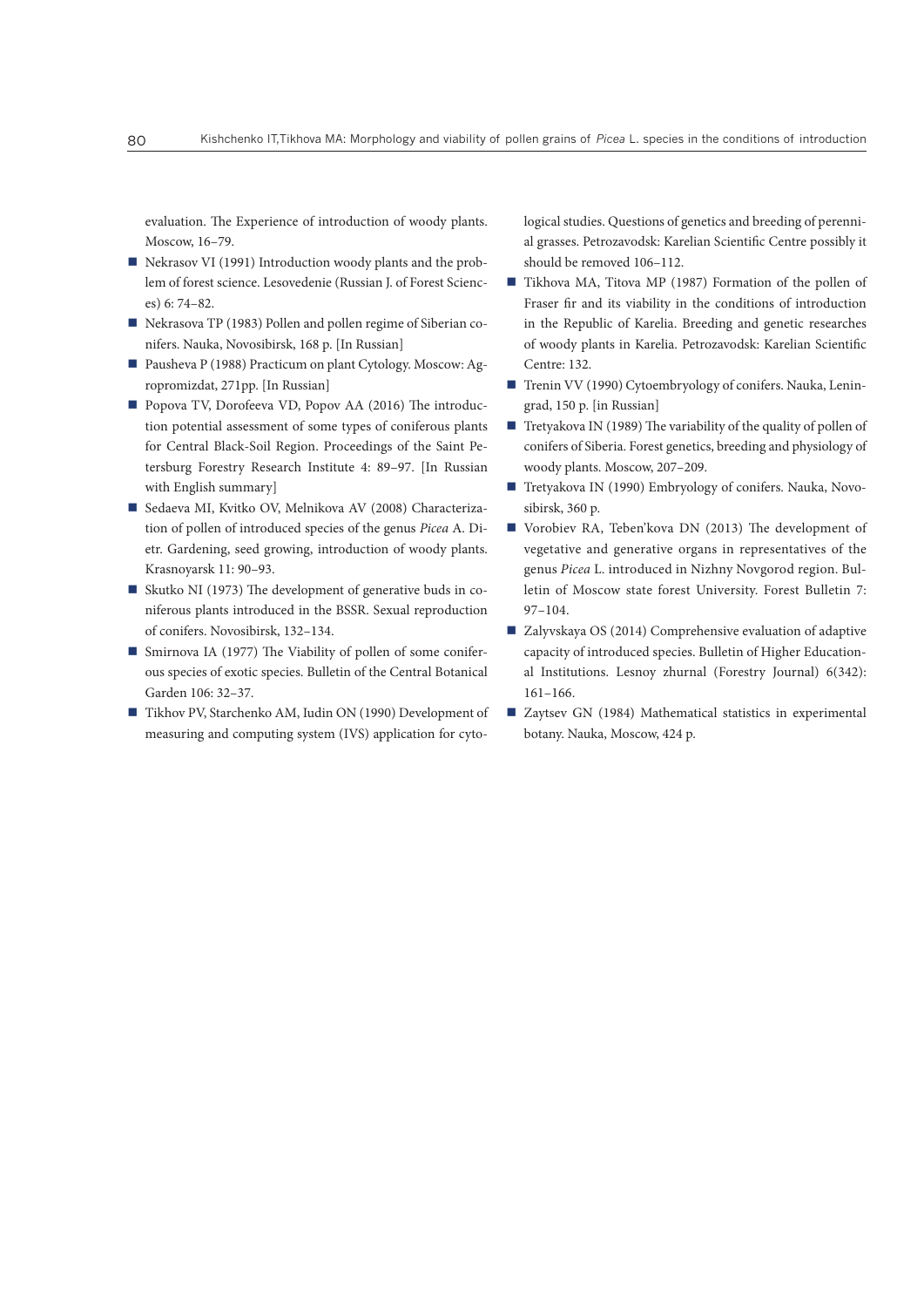evaluation. The Experience of introduction of woody plants. Moscow, 16–79.

- Nekrasov VI (1991) Introduction woody plants and the problem of forest science. Lesovedenie (Russian J. of Forest Sciences) 6: 74–82.
- Nekrasova TP (1983) Pollen and pollen regime of Siberian conifers. Nauka, Novosibirsk, 168 p. [In Russian]
- Pausheva P (1988) Practicum on plant Cytology. Moscow: Agropromizdat, 271pp. [In Russian]
- Popova TV, Dorofeeva VD, Popov AA (2016) The introduction potential assessment of some types of coniferous plants for Central Black-Soil Region. Proceedings of the Saint Petersburg Forestry Research Institute 4: 89–97. [In Russian with English summary]
- Sedaeva MI, Kvitko OV, Melnikova AV (2008) Characterization of pollen of introduced species of the genus *Picea* A. Dietr. Gardening, seed growing, introduction of woody plants. Krasnoyarsk 11: 90–93.
- Skutko NI (1973) The development of generative buds in coniferous plants introduced in the BSSR. Sexual reproduction of conifers. Novosibirsk, 132–134.
- Smirnova IA (1977) The Viability of pollen of some coniferous species of exotic species. Bulletin of the Central Botanical Garden 106: 32–37.
- Tikhov PV, Starchenko AM, Iudin ON (1990) Development of measuring and computing system (IVS) application for cytological studies. Questions of genetics and breeding of perennial grasses. Petrozavodsk: Karelian Scientific Centre possibly it should be removed 106–112.
- Tikhova MA, Titova MP (1987) Formation of the pollen of Fraser fir and its viability in the conditions of introduction in the Republic of Karelia. Breeding and genetic researches of woody plants in Karelia. Petrozavodsk: Karelian Scientific Centre: 132.
- Trenin VV (1990) Cytoembryology of conifers. Nauka, Leningrad, 150 p. [in Russian]
- Tretyakova IN (1989) The variability of the quality of pollen of conifers of Siberia. Forest genetics, breeding and physiology of woody plants. Moscow, 207–209.
- Tretyakova IN (1990) Embryology of conifers. Nauka, Novosibirsk, 360 p.
- Vorobiev RA, Teben'kova DN (2013) The development of vegetative and generative organs in representatives of the genus *Picea* L. introduced in Nizhny Novgorod region. Bulletin of Moscow state forest University. Forest Bulletin 7: 97–104.
- Zalyvskaya OS (2014) Comprehensive evaluation of adaptive capacity of introduced species. Bulletin of Higher Educational Institutions. Lesnoy zhurnal (Forestry Journal) 6(342): 161–166.
- Zaytsev GN (1984) Mathematical statistics in experimental botany. Nauka, Moscow, 424 p.